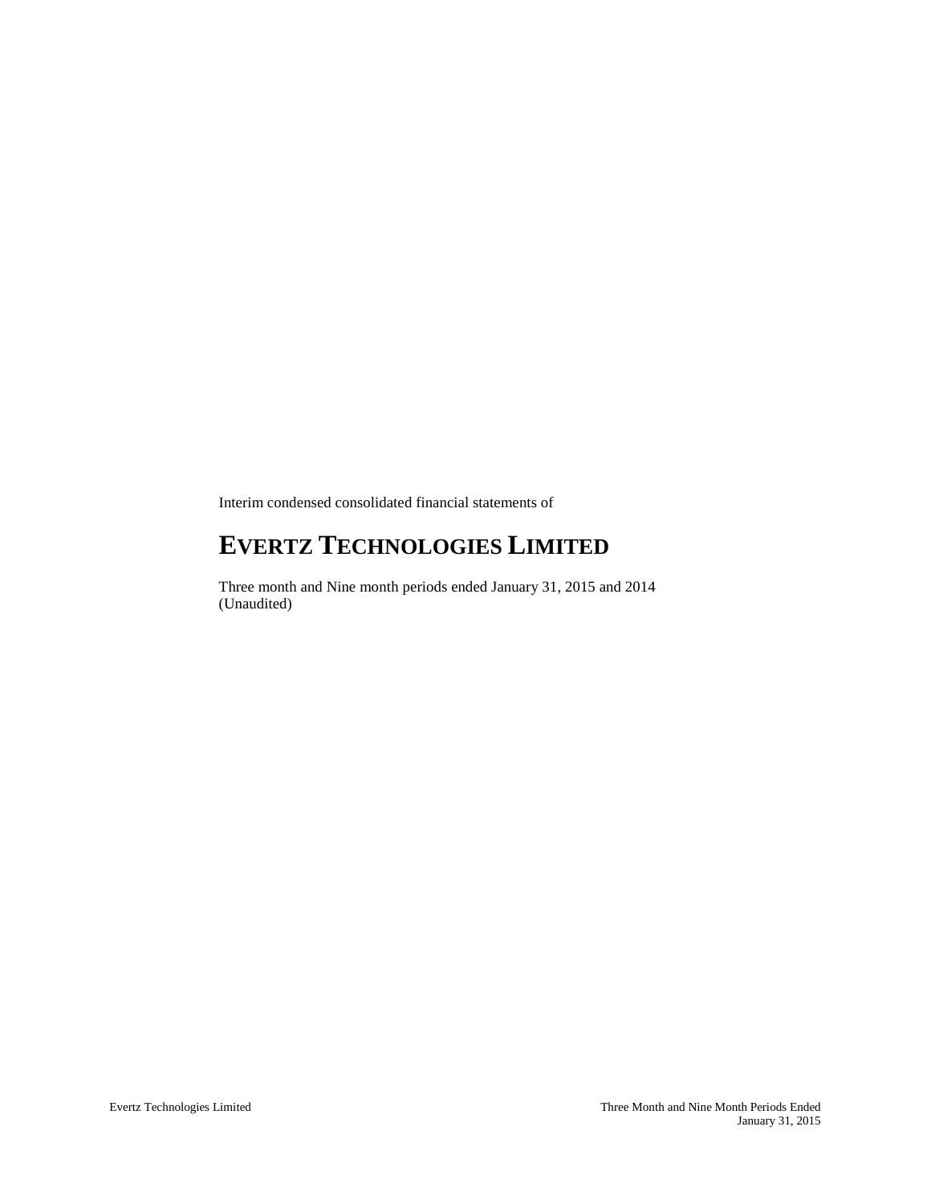Interim condensed consolidated financial statements of

# EVERTZ TECHNOLOGIES LIMITED

Three month and Nine month periods ended January 31, 2015 and 2014
(Unaudited)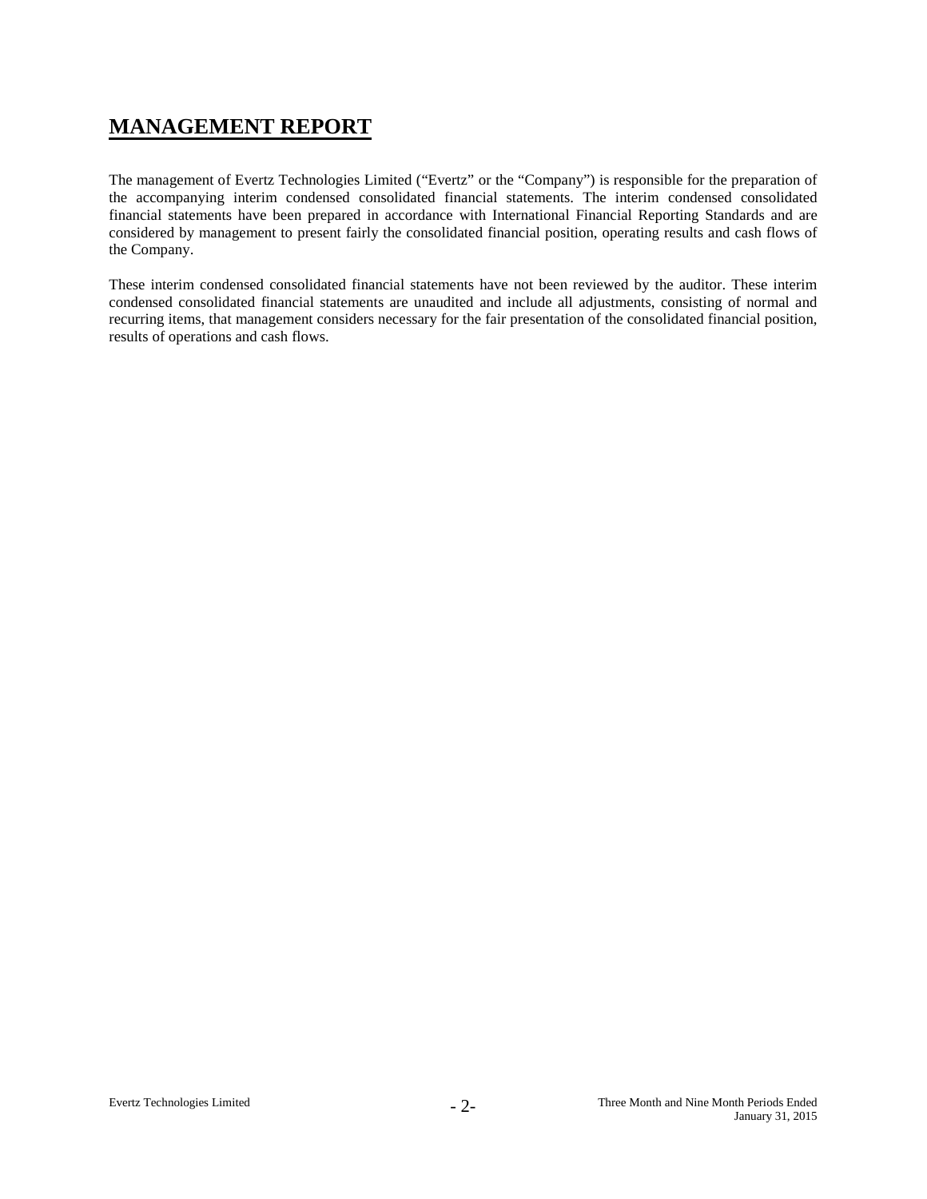# MANAGEMENT REPORT

The management of Evertz Technologies Limited ("Evertz" or the "Company") is responsible for the preparation of the accompanying interim condensed consolidated financial statements. The interim condensed consolidated financial statements have been prepared in accordance with International Financial Reporting Standards and are considered by management to present fairly the consolidated financial position, operating results and cash flows of the Company.

These interim condensed consolidated financial statements have not been reviewed by the auditor. These interim condensed consolidated financial statements are unaudited and include all adjustments, consisting of normal and recurring items, that management considers necessary for the fair presentation of the consolidated financial position, results of operations and cash flows.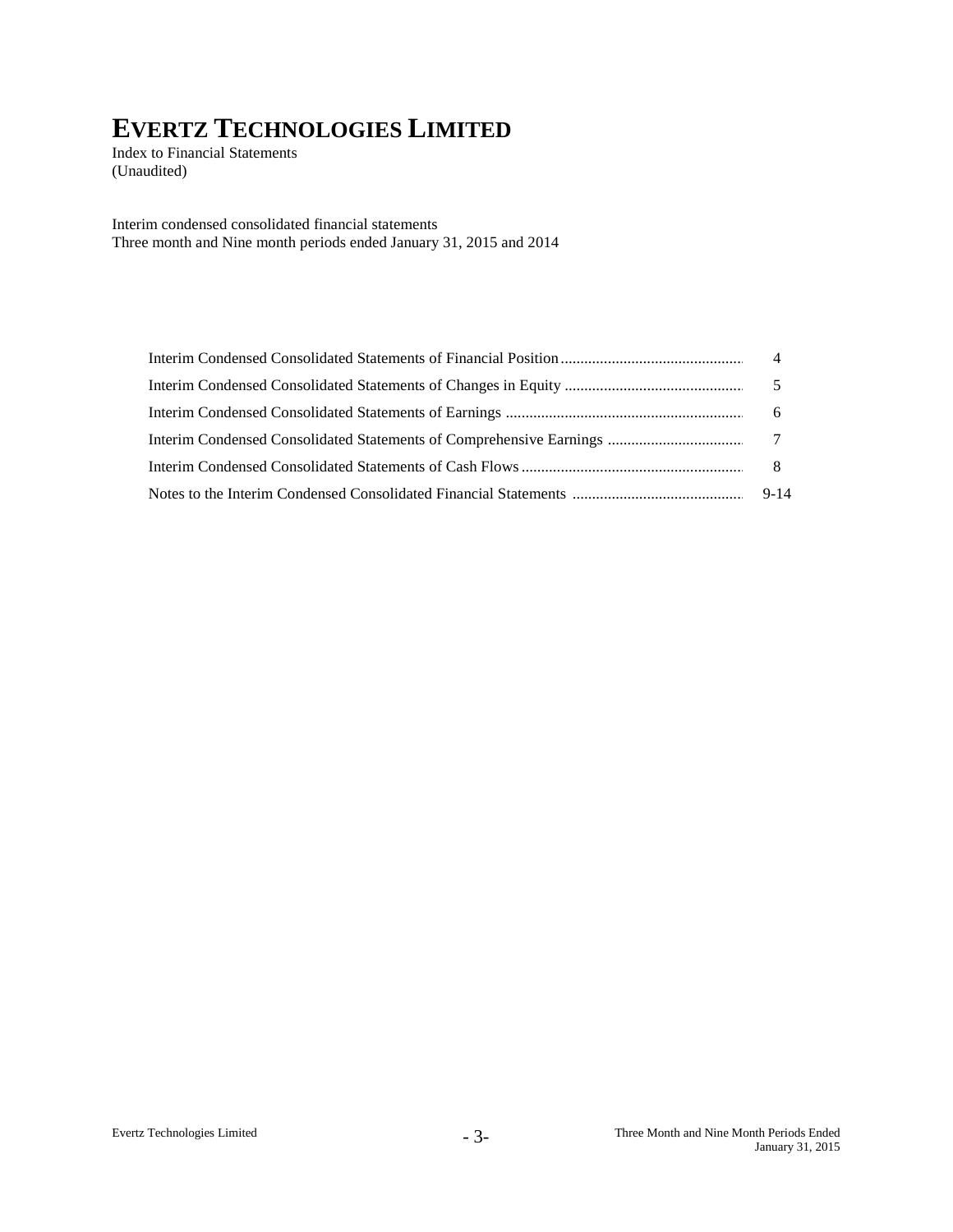# EVERTZ TECHNOLOGIES LIMITED

Index to Financial Statements
(Unaudited)

Interim condensed consolidated financial statements
Three month and Nine month periods ended January 31, 2015 and 2014

| | |
|---|---|
| Interim Condensed Consolidated Statements of Financial Position | 4 |
| Interim Condensed Consolidated Statements of Changes in Equity | 5 |
| Interim Condensed Consolidated Statements of Earnings | 6 |
| Interim Condensed Consolidated Statements of Comprehensive Earnings | 7 |
| Interim Condensed Consolidated Statements of Cash Flows | 8 |
| Notes to the Interim Condensed Consolidated Financial Statements | 9-14 |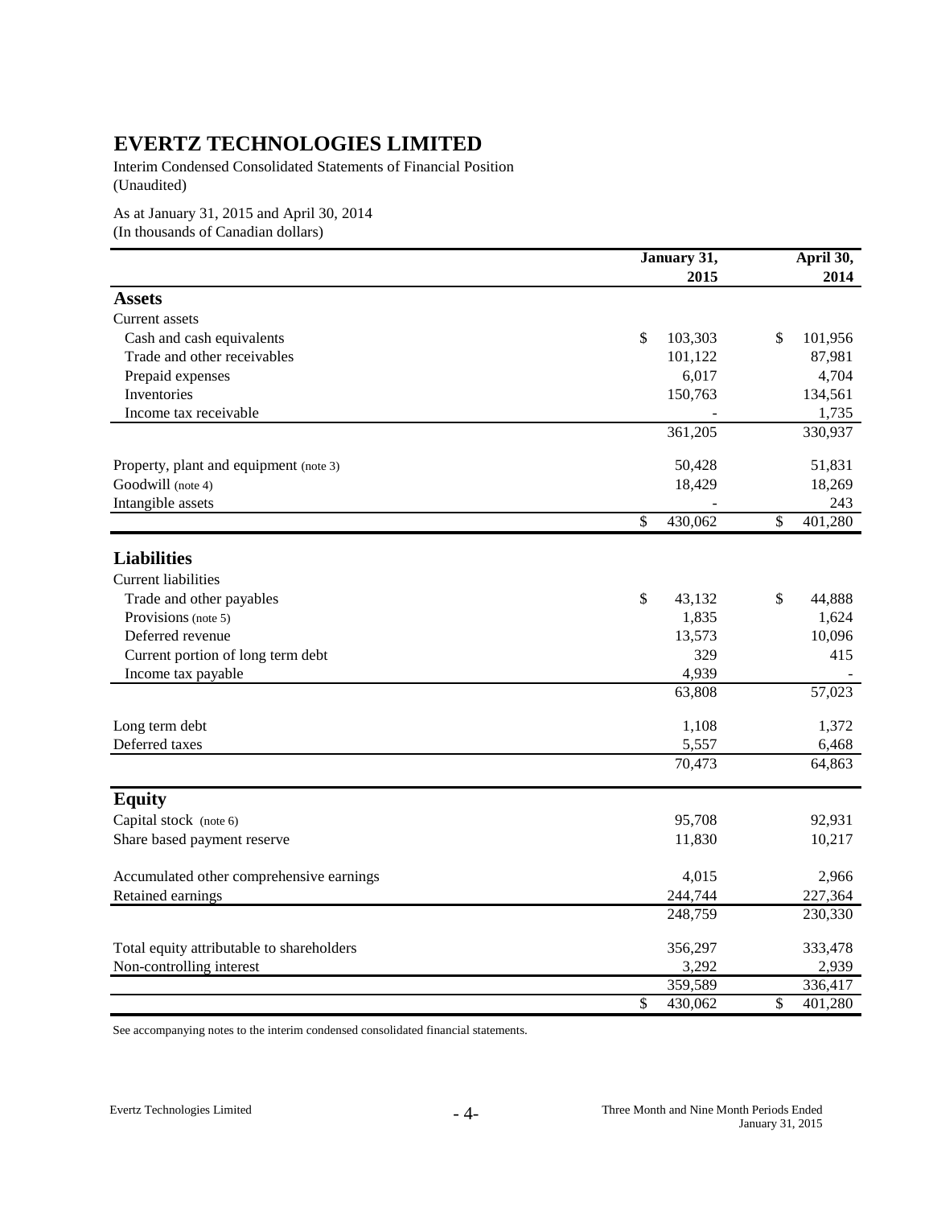# EVERTZ TECHNOLOGIES LIMITED

Interim Condensed Consolidated Statements of Financial Position
(Unaudited)

As at January 31, 2015 and April 30, 2014
(In thousands of Canadian dollars)

| | January 31, 2015 | April 30, 2014 |
|---|---|---|
| **Assets** | | |
| Current assets | | |
| Cash and cash equivalents | $ 103,303 | $ 101,956 |
| Trade and other receivables | 101,122 | 87,981 |
| Prepaid expenses | 6,017 | 4,704 |
| Inventories | 150,763 | 134,561 |
| Income tax receivable | - | 1,735 |
| | 361,205 | 330,937 |
| Property, plant and equipment (note 3) | 50,428 | 51,831 |
| Goodwill (note 4) | 18,429 | 18,269 |
| Intangible assets | - | 243 |
| | $ 430,062 | $ 401,280 |
| **Liabilities** | | |
| Current liabilities | | |
| Trade and other payables | $ 43,132 | $ 44,888 |
| Provisions (note 5) | 1,835 | 1,624 |
| Deferred revenue | 13,573 | 10,096 |
| Current portion of long term debt | 329 | 415 |
| Income tax payable | 4,939 | - |
| | 63,808 | 57,023 |
| Long term debt | 1,108 | 1,372 |
| Deferred taxes | 5,557 | 6,468 |
| | 70,473 | 64,863 |
| **Equity** | | |
| Capital stock (note 6) | 95,708 | 92,931 |
| Share based payment reserve | 11,830 | 10,217 |
| Accumulated other comprehensive earnings | 4,015 | 2,966 |
| Retained earnings | 244,744 | 227,364 |
| | 248,759 | 230,330 |
| Total equity attributable to shareholders | 356,297 | 333,478 |
| Non-controlling interest | 3,292 | 2,939 |
| | 359,589 | 336,417 |
| | $ 430,062 | $ 401,280 |

See accompanying notes to the interim condensed consolidated financial statements.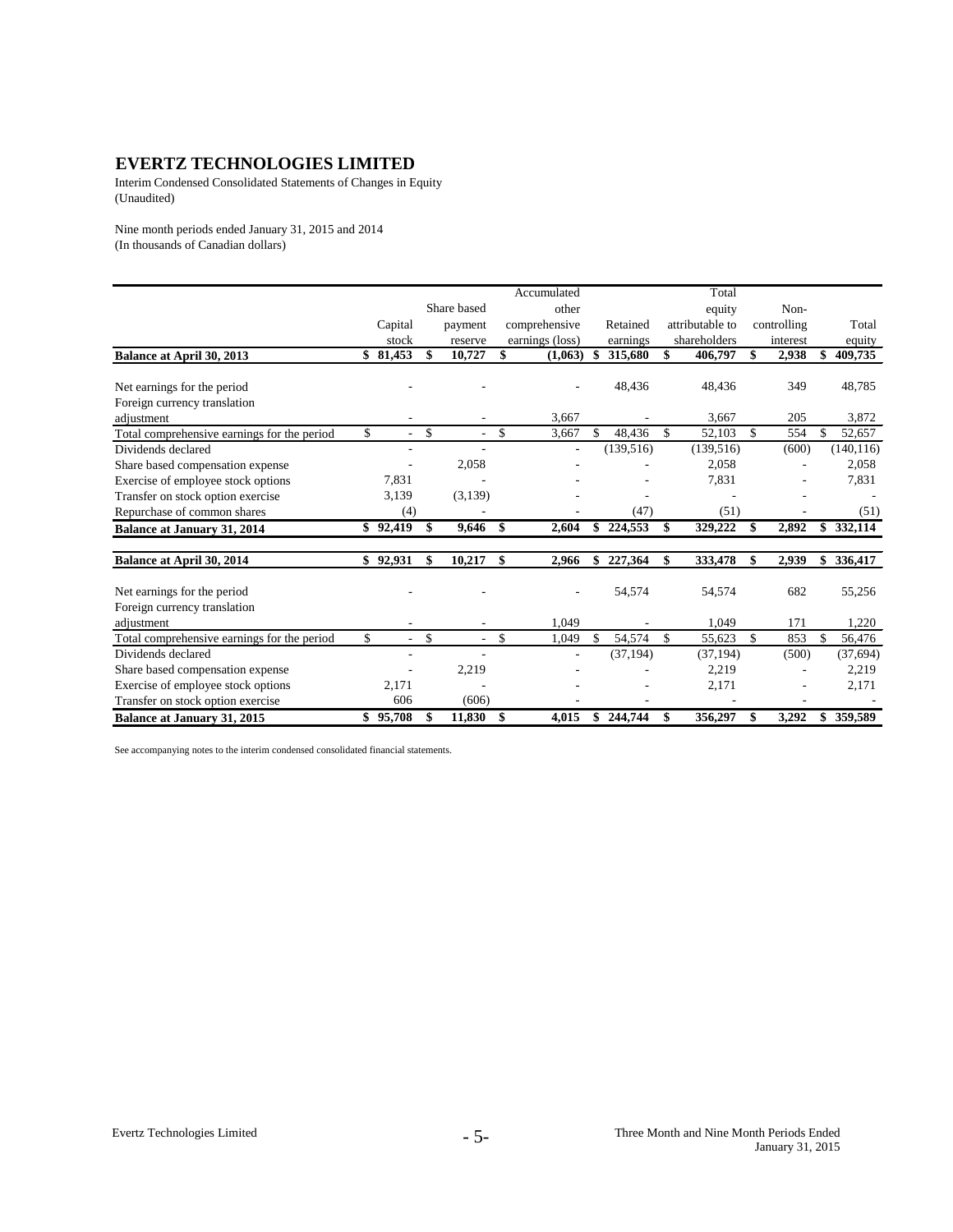# EVERTZ TECHNOLOGIES LIMITED

Interim Condensed Consolidated Statements of Changes in Equity
(Unaudited)

Nine month periods ended January 31, 2015 and 2014
(In thousands of Canadian dollars)

| | Capital stock | Share based payment reserve | Accumulated other comprehensive earnings (loss) | Retained earnings | Total equity attributable to shareholders | Non-controlling interest | Total equity |
|---|---|---|---|---|---|---|---|
| **Balance at April 30, 2013** | **$ 81,453** | **$ 10,727** | **$ (1,063)** | **$ 315,680** | **$ 406,797** | **$ 2,938** | **$ 409,735** |
| Net earnings for the period | - | - | - | 48,436 | 48,436 | 349 | 48,785 |
| Foreign currency translation adjustment | - | - | 3,667 | - | 3,667 | 205 | 3,872 |
| Total comprehensive earnings for the period | $ - | $ - | $ 3,667 | $ 48,436 | $ 52,103 | $ 554 | $ 52,657 |
| Dividends declared | - | - | - | (139,516) | (139,516) | (600) | (140,116) |
| Share based compensation expense | - | 2,058 | - | - | 2,058 | - | 2,058 |
| Exercise of employee stock options | 7,831 | - | - | - | 7,831 | - | 7,831 |
| Transfer on stock option exercise | 3,139 | (3,139) | - | - | - | - | - |
| Repurchase of common shares | (4) | - | - | (47) | (51) | - | (51) |
| **Balance at January 31, 2014** | **$ 92,419** | **$ 9,646** | **$ 2,604** | **$ 224,553** | **$ 329,222** | **$ 2,892** | **$ 332,114** |
| **Balance at April 30, 2014** | **$ 92,931** | **$ 10,217** | **$ 2,966** | **$ 227,364** | **$ 333,478** | **$ 2,939** | **$ 336,417** |
| Net earnings for the period | - | - | - | 54,574 | 54,574 | 682 | 55,256 |
| Foreign currency translation adjustment | - | - | 1,049 | - | 1,049 | 171 | 1,220 |
| Total comprehensive earnings for the period | $ - | $ - | $ 1,049 | $ 54,574 | $ 55,623 | $ 853 | $ 56,476 |
| Dividends declared | - | - | - | (37,194) | (37,194) | (500) | (37,694) |
| Share based compensation expense | - | 2,219 | - | - | 2,219 | - | 2,219 |
| Exercise of employee stock options | 2,171 | - | - | - | 2,171 | - | 2,171 |
| Transfer on stock option exercise | 606 | (606) | - | - | - | - | - |
| **Balance at January 31, 2015** | **$ 95,708** | **$ 11,830** | **$ 4,015** | **$ 244,744** | **$ 356,297** | **$ 3,292** | **$ 359,589** |

See accompanying notes to the interim condensed consolidated financial statements.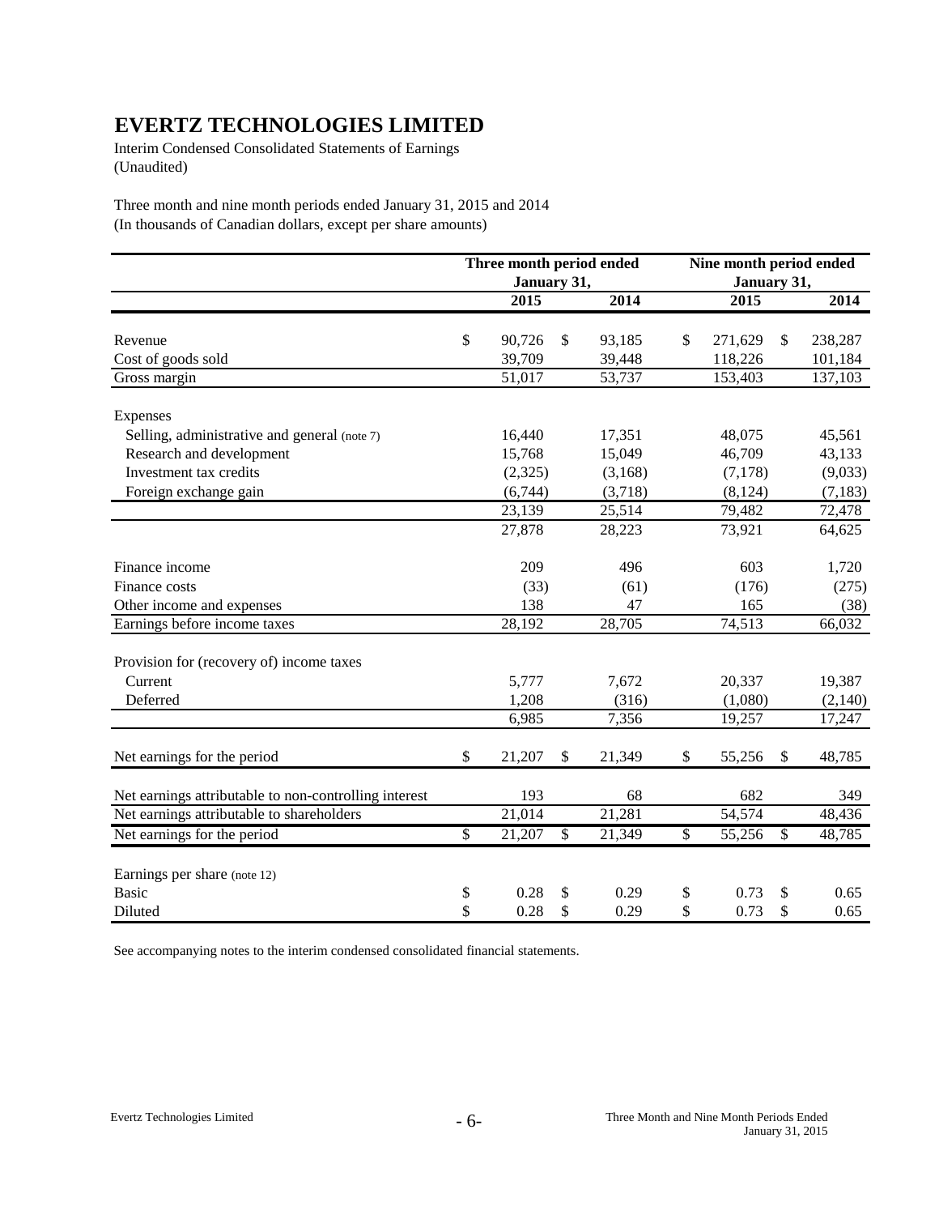# EVERTZ TECHNOLOGIES LIMITED

Interim Condensed Consolidated Statements of Earnings
(Unaudited)

Three month and nine month periods ended January 31, 2015 and 2014
(In thousands of Canadian dollars, except per share amounts)

| | Three month period ended January 31, | | Nine month period ended January 31, | |
|---|---|---|---|---|
| | 2015 | 2014 | 2015 | 2014 |
| Revenue | $ 90,726 | $ 93,185 | $ 271,629 | $ 238,287 |
| Cost of goods sold | 39,709 | 39,448 | 118,226 | 101,184 |
| Gross margin | 51,017 | 53,737 | 153,403 | 137,103 |
| Expenses | | | | |
| Selling, administrative and general (note 7) | 16,440 | 17,351 | 48,075 | 45,561 |
| Research and development | 15,768 | 15,049 | 46,709 | 43,133 |
| Investment tax credits | (2,325) | (3,168) | (7,178) | (9,033) |
| Foreign exchange gain | (6,744) | (3,718) | (8,124) | (7,183) |
| | 23,139 | 25,514 | 79,482 | 72,478 |
| | 27,878 | 28,223 | 73,921 | 64,625 |
| Finance income | 209 | 496 | 603 | 1,720 |
| Finance costs | (33) | (61) | (176) | (275) |
| Other income and expenses | 138 | 47 | 165 | (38) |
| Earnings before income taxes | 28,192 | 28,705 | 74,513 | 66,032 |
| Provision for (recovery of) income taxes | | | | |
| Current | 5,777 | 7,672 | 20,337 | 19,387 |
| Deferred | 1,208 | (316) | (1,080) | (2,140) |
| | 6,985 | 7,356 | 19,257 | 17,247 |
| Net earnings for the period | $ 21,207 | $ 21,349 | $ 55,256 | $ 48,785 |
| Net earnings attributable to non-controlling interest | 193 | 68 | 682 | 349 |
| Net earnings attributable to shareholders | 21,014 | 21,281 | 54,574 | 48,436 |
| Net earnings for the period | $ 21,207 | $ 21,349 | $ 55,256 | $ 48,785 |
| Earnings per share (note 12) | | | | |
| Basic | $ 0.28 | $ 0.29 | $ 0.73 | $ 0.65 |
| Diluted | $ 0.28 | $ 0.29 | $ 0.73 | $ 0.65 |

See accompanying notes to the interim condensed consolidated financial statements.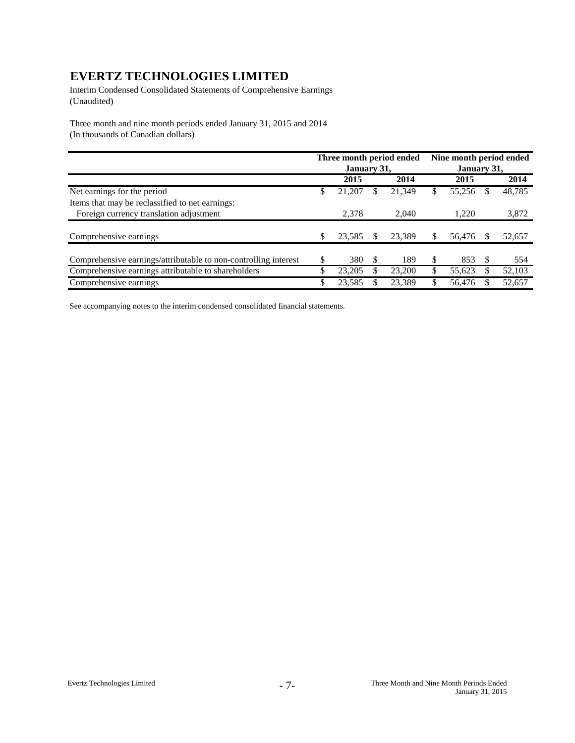# EVERTZ TECHNOLOGIES LIMITED

Interim Condensed Consolidated Statements of Comprehensive Earnings
(Unaudited)

Three month and nine month periods ended January 31, 2015 and 2014
(In thousands of Canadian dollars)

| | Three month period ended January 31, | | Nine month period ended January 31, | |
|---|---|---|---|---|
| | 2015 | 2014 | 2015 | 2014 |
| Net earnings for the period | $ 21,207 | $ 21,349 | $ 55,256 | $ 48,785 |
| Items that may be reclassified to net earnings: | | | | |
| Foreign currency translation adjustment | 2,378 | 2,040 | 1,220 | 3,872 |
| Comprehensive earnings | $ 23,585 | $ 23,389 | $ 56,476 | $ 52,657 |
| Comprehensive earnings/attributable to non-controlling interest | $ 380 | $ 189 | $ 853 | $ 554 |
| Comprehensive earnings attributable to shareholders | $ 23,205 | $ 23,200 | $ 55,623 | $ 52,103 |
| Comprehensive earnings | $ 23,585 | $ 23,389 | $ 56,476 | $ 52,657 |

See accompanying notes to the interim condensed consolidated financial statements.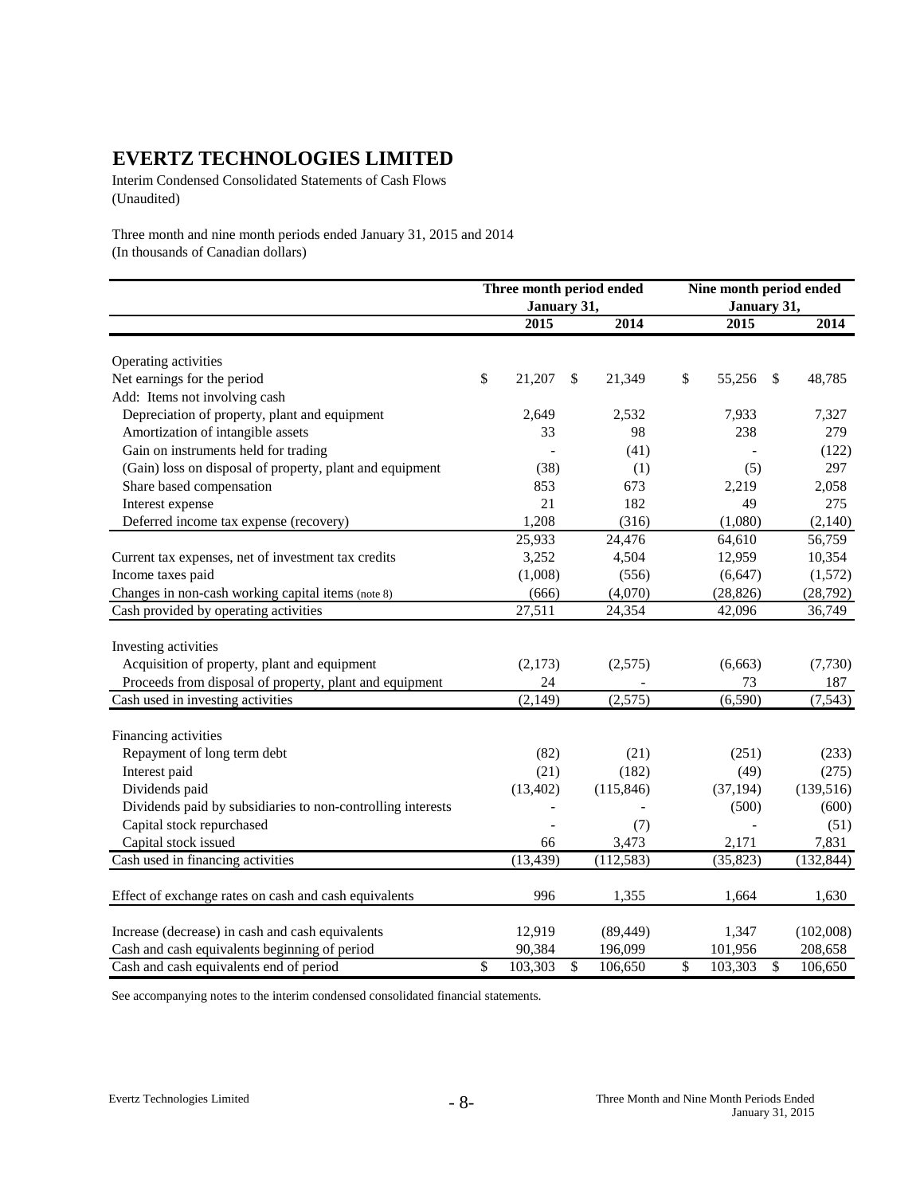# EVERTZ TECHNOLOGIES LIMITED

Interim Condensed Consolidated Statements of Cash Flows
(Unaudited)

Three month and nine month periods ended January 31, 2015 and 2014
(In thousands of Canadian dollars)

| | Three month period ended January 31, | | Nine month period ended January 31, | |
|---|---|---|---|---|
| | 2015 | 2014 | 2015 | 2014 |
| Operating activities | | | | |
| Net earnings for the period | $ 21,207 | $ 21,349 | $ 55,256 | $ 48,785 |
| Add: Items not involving cash | | | | |
| Depreciation of property, plant and equipment | 2,649 | 2,532 | 7,933 | 7,327 |
| Amortization of intangible assets | 33 | 98 | 238 | 279 |
| Gain on instruments held for trading | - | (41) | - | (122) |
| (Gain) loss on disposal of property, plant and equipment | (38) | (1) | (5) | 297 |
| Share based compensation | 853 | 673 | 2,219 | 2,058 |
| Interest expense | 21 | 182 | 49 | 275 |
| Deferred income tax expense (recovery) | 1,208 | (316) | (1,080) | (2,140) |
| | 25,933 | 24,476 | 64,610 | 56,759 |
| Current tax expenses, net of investment tax credits | 3,252 | 4,504 | 12,959 | 10,354 |
| Income taxes paid | (1,008) | (556) | (6,647) | (1,572) |
| Changes in non-cash working capital items (note 8) | (666) | (4,070) | (28,826) | (28,792) |
| Cash provided by operating activities | 27,511 | 24,354 | 42,096 | 36,749 |
| Investing activities | | | | |
| Acquisition of property, plant and equipment | (2,173) | (2,575) | (6,663) | (7,730) |
| Proceeds from disposal of property, plant and equipment | 24 | - | 73 | 187 |
| Cash used in investing activities | (2,149) | (2,575) | (6,590) | (7,543) |
| Financing activities | | | | |
| Repayment of long term debt | (82) | (21) | (251) | (233) |
| Interest paid | (21) | (182) | (49) | (275) |
| Dividends paid | (13,402) | (115,846) | (37,194) | (139,516) |
| Dividends paid by subsidiaries to non-controlling interests | - | - | (500) | (600) |
| Capital stock repurchased | - | (7) | - | (51) |
| Capital stock issued | 66 | 3,473 | 2,171 | 7,831 |
| Cash used in financing activities | (13,439) | (112,583) | (35,823) | (132,844) |
| Effect of exchange rates on cash and cash equivalents | 996 | 1,355 | 1,664 | 1,630 |
| Increase (decrease) in cash and cash equivalents | 12,919 | (89,449) | 1,347 | (102,008) |
| Cash and cash equivalents beginning of period | 90,384 | 196,099 | 101,956 | 208,658 |
| Cash and cash equivalents end of period | $ 103,303 | $ 106,650 | $ 103,303 | $ 106,650 |

See accompanying notes to the interim condensed consolidated financial statements.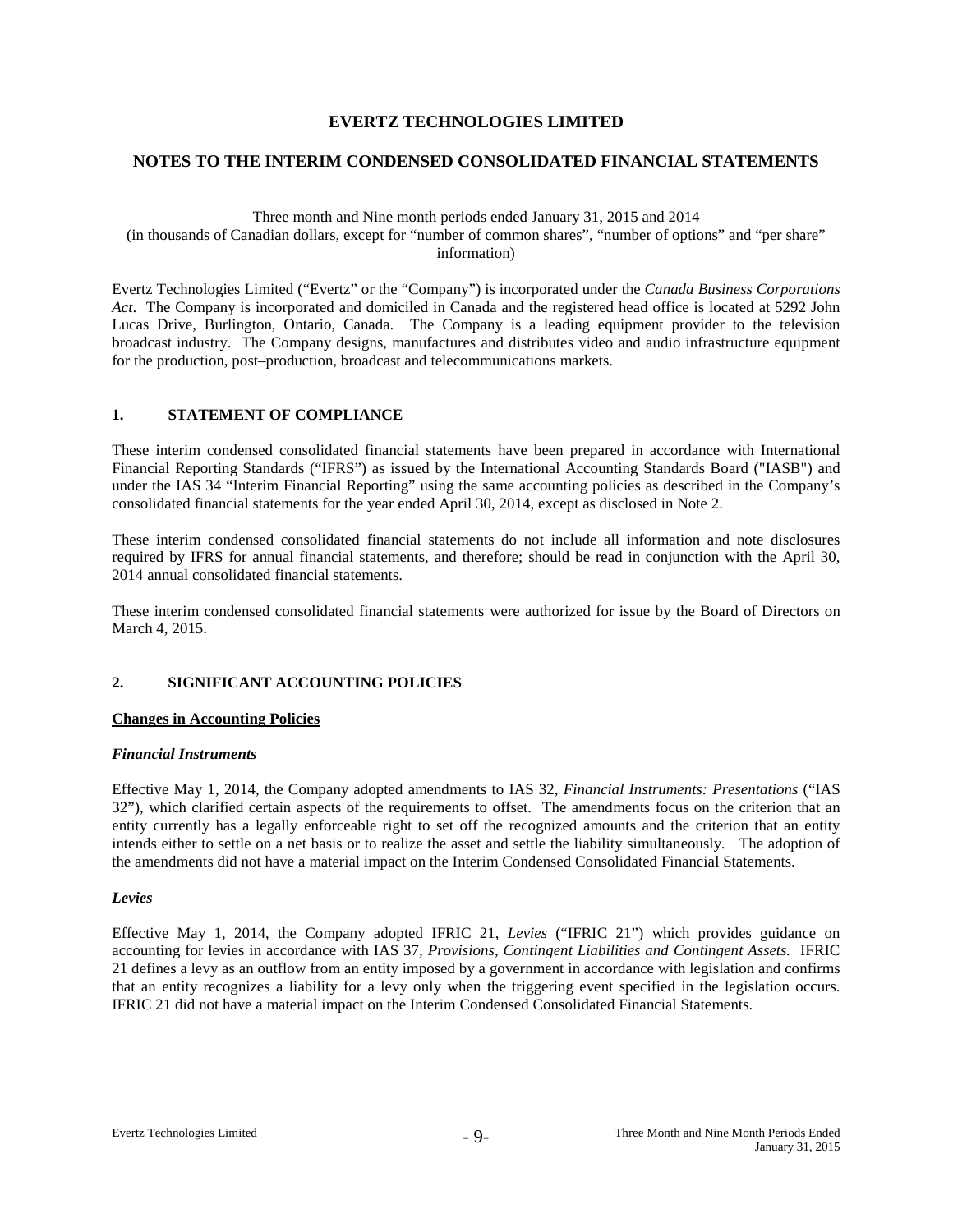# EVERTZ TECHNOLOGIES LIMITED

## NOTES TO THE INTERIM CONDENSED CONSOLIDATED FINANCIAL STATEMENTS

Three month and Nine month periods ended January 31, 2015 and 2014
(in thousands of Canadian dollars, except for "number of common shares", "number of options" and "per share" information)

Evertz Technologies Limited ("Evertz" or the "Company") is incorporated under the *Canada Business Corporations Act*. The Company is incorporated and domiciled in Canada and the registered head office is located at 5292 John Lucas Drive, Burlington, Ontario, Canada. The Company is a leading equipment provider to the television broadcast industry. The Company designs, manufactures and distributes video and audio infrastructure equipment for the production, post–production, broadcast and telecommunications markets.

### 1. STATEMENT OF COMPLIANCE

These interim condensed consolidated financial statements have been prepared in accordance with International Financial Reporting Standards ("IFRS") as issued by the International Accounting Standards Board ("IASB") and under the IAS 34 "Interim Financial Reporting" using the same accounting policies as described in the Company's consolidated financial statements for the year ended April 30, 2014, except as disclosed in Note 2.

These interim condensed consolidated financial statements do not include all information and note disclosures required by IFRS for annual financial statements, and therefore; should be read in conjunction with the April 30, 2014 annual consolidated financial statements.

These interim condensed consolidated financial statements were authorized for issue by the Board of Directors on March 4, 2015.

### 2. SIGNIFICANT ACCOUNTING POLICIES

**Changes in Accounting Policies**

***Financial Instruments***

Effective May 1, 2014, the Company adopted amendments to IAS 32, *Financial Instruments: Presentations* ("IAS 32"), which clarified certain aspects of the requirements to offset. The amendments focus on the criterion that an entity currently has a legally enforceable right to set off the recognized amounts and the criterion that an entity intends either to settle on a net basis or to realize the asset and settle the liability simultaneously. The adoption of the amendments did not have a material impact on the Interim Condensed Consolidated Financial Statements.

***Levies***

Effective May 1, 2014, the Company adopted IFRIC 21, *Levies* ("IFRIC 21") which provides guidance on accounting for levies in accordance with IAS 37, *Provisions, Contingent Liabilities and Contingent Assets.* IFRIC 21 defines a levy as an outflow from an entity imposed by a government in accordance with legislation and confirms that an entity recognizes a liability for a levy only when the triggering event specified in the legislation occurs. IFRIC 21 did not have a material impact on the Interim Condensed Consolidated Financial Statements.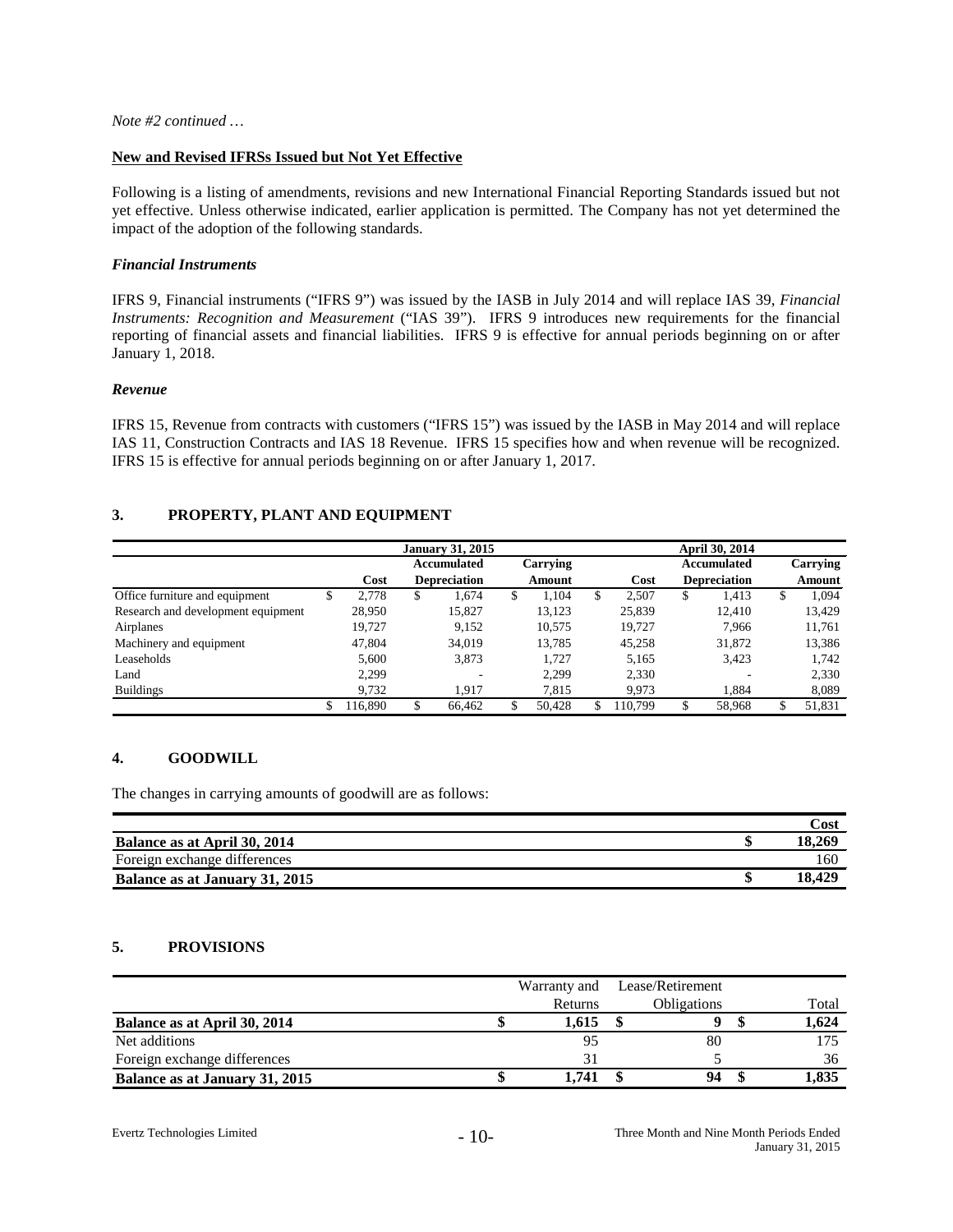*Note #2 continued …*

**New and Revised IFRSs Issued but Not Yet Effective**

Following is a listing of amendments, revisions and new International Financial Reporting Standards issued but not yet effective. Unless otherwise indicated, earlier application is permitted. The Company has not yet determined the impact of the adoption of the following standards.

***Financial Instruments***

IFRS 9, Financial instruments ("IFRS 9") was issued by the IASB in July 2014 and will replace IAS 39, *Financial Instruments: Recognition and Measurement* ("IAS 39"). IFRS 9 introduces new requirements for the financial reporting of financial assets and financial liabilities. IFRS 9 is effective for annual periods beginning on or after January 1, 2018.

***Revenue***

IFRS 15, Revenue from contracts with customers ("IFRS 15") was issued by the IASB in May 2014 and will replace IAS 11, Construction Contracts and IAS 18 Revenue. IFRS 15 specifies how and when revenue will be recognized. IFRS 15 is effective for annual periods beginning on or after January 1, 2017.

## 3. PROPERTY, PLANT AND EQUIPMENT

| | January 31, 2015 | | | April 30, 2014 | | |
|---|---|---|---|---|---|---|
| | Cost | Accumulated Depreciation | Carrying Amount | Cost | Accumulated Depreciation | Carrying Amount |
| Office furniture and equipment | $ 2,778 | $ 1,674 | $ 1,104 | $ 2,507 | $ 1,413 | $ 1,094 |
| Research and development equipment | 28,950 | 15,827 | 13,123 | 25,839 | 12,410 | 13,429 |
| Airplanes | 19,727 | 9,152 | 10,575 | 19,727 | 7,966 | 11,761 |
| Machinery and equipment | 47,804 | 34,019 | 13,785 | 45,258 | 31,872 | 13,386 |
| Leaseholds | 5,600 | 3,873 | 1,727 | 5,165 | 3,423 | 1,742 |
| Land | 2,299 | - | 2,299 | 2,330 | - | 2,330 |
| Buildings | 9,732 | 1,917 | 7,815 | 9,973 | 1,884 | 8,089 |
| | $ 116,890 | $ 66,462 | $ 50,428 | $ 110,799 | $ 58,968 | $ 51,831 |

## 4. GOODWILL

The changes in carrying amounts of goodwill are as follows:

| | Cost |
|---|---|
| **Balance as at April 30, 2014** | **$ 18,269** |
| Foreign exchange differences | 160 |
| **Balance as at January 31, 2015** | **$ 18,429** |

## 5. PROVISIONS

| | Warranty and Returns | Lease/Retirement Obligations | Total |
|---|---|---|---|
| **Balance as at April 30, 2014** | **$ 1,615** | **$ 9** | **$ 1,624** |
| Net additions | 95 | 80 | 175 |
| Foreign exchange differences | 31 | 5 | 36 |
| **Balance as at January 31, 2015** | **$ 1,741** | **$ 94** | **$ 1,835** |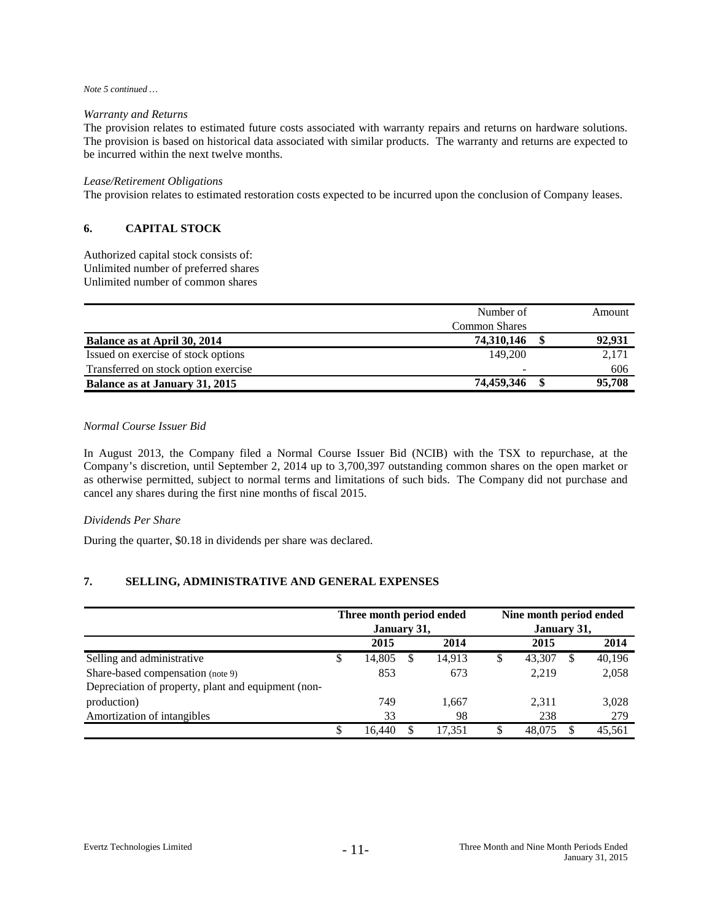*Note 5 continued …*

*Warranty and Returns*

The provision relates to estimated future costs associated with warranty repairs and returns on hardware solutions. The provision is based on historical data associated with similar products. The warranty and returns are expected to be incurred within the next twelve months.

*Lease/Retirement Obligations*

The provision relates to estimated restoration costs expected to be incurred upon the conclusion of Company leases.

## 6. CAPITAL STOCK

Authorized capital stock consists of:
Unlimited number of preferred shares
Unlimited number of common shares

| | Number of Common Shares | | Amount |
|---|---|---|---|
| **Balance as at April 30, 2014** | **74,310,146** | **$** | **92,931** |
| Issued on exercise of stock options | 149,200 | | 2,171 |
| Transferred on stock option exercise | - | | 606 |
| **Balance as at January 31, 2015** | **74,459,346** | **$** | **95,708** |

*Normal Course Issuer Bid*

In August 2013, the Company filed a Normal Course Issuer Bid (NCIB) with the TSX to repurchase, at the Company's discretion, until September 2, 2014 up to 3,700,397 outstanding common shares on the open market or as otherwise permitted, subject to normal terms and limitations of such bids. The Company did not purchase and cancel any shares during the first nine months of fiscal 2015.

*Dividends Per Share*

During the quarter, $0.18 in dividends per share was declared.

## 7. SELLING, ADMINISTRATIVE AND GENERAL EXPENSES

| | Three month period ended January 31, | | Nine month period ended January 31, | |
|---|---|---|---|---|
| | **2015** | **2014** | **2015** | **2014** |
| Selling and administrative | $ 14,805 | $ 14,913 | $ 43,307 | $ 40,196 |
| Share-based compensation (note 9) | 853 | 673 | 2,219 | 2,058 |
| Depreciation of property, plant and equipment (non-production) | 749 | 1,667 | 2,311 | 3,028 |
| Amortization of intangibles | 33 | 98 | 238 | 279 |
| | $ 16,440 | $ 17,351 | $ 48,075 | $ 45,561 |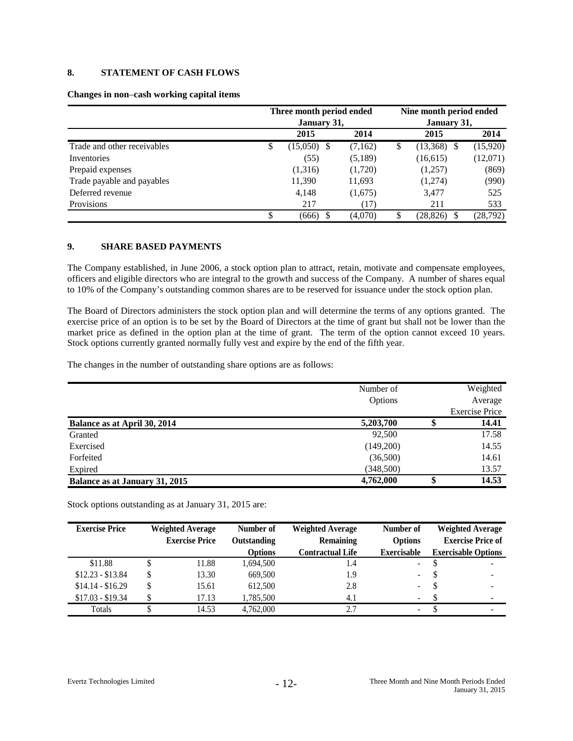## 8. STATEMENT OF CASH FLOWS

**Changes in non–cash working capital items**

| | Three month period ended January 31, | | Nine month period ended January 31, | |
|---|---|---|---|---|
| | **2015** | **2014** | **2015** | **2014** |
| Trade and other receivables | $ (15,050) | $ (7,162) | $ (13,368) | $ (15,920) |
| Inventories | (55) | (5,189) | (16,615) | (12,071) |
| Prepaid expenses | (1,316) | (1,720) | (1,257) | (869) |
| Trade payable and payables | 11,390 | 11,693 | (1,274) | (990) |
| Deferred revenue | 4,148 | (1,675) | 3,477 | 525 |
| Provisions | 217 | (17) | 211 | 533 |
| | $ (666) | $ (4,070) | $ (28,826) | $ (28,792) |

## 9. SHARE BASED PAYMENTS

The Company established, in June 2006, a stock option plan to attract, retain, motivate and compensate employees, officers and eligible directors who are integral to the growth and success of the Company. A number of shares equal to 10% of the Company's outstanding common shares are to be reserved for issuance under the stock option plan.

The Board of Directors administers the stock option plan and will determine the terms of any options granted. The exercise price of an option is to be set by the Board of Directors at the time of grant but shall not be lower than the market price as defined in the option plan at the time of grant. The term of the option cannot exceed 10 years. Stock options currently granted normally fully vest and expire by the end of the fifth year.

The changes in the number of outstanding share options are as follows:

| | Number of Options | Weighted Average Exercise Price |
|---|---|---|
| **Balance as at April 30, 2014** | **5,203,700** | **$ 14.41** |
| Granted | 92,500 | 17.58 |
| Exercised | (149,200) | 14.55 |
| Forfeited | (36,500) | 14.61 |
| Expired | (348,500) | 13.57 |
| **Balance as at January 31, 2015** | **4,762,000** | **$ 14.53** |

Stock options outstanding as at January 31, 2015 are:

| Exercise Price | Weighted Average Exercise Price | Number of Outstanding Options | Weighted Average Remaining Contractual Life | Number of Options Exercisable | Weighted Average Exercise Price of Exercisable Options |
|---|---|---|---|---|---|
| $11.88 | $ 11.88 | 1,694,500 | 1.4 | - | $ - |
| $12.23 - $13.84 | $ 13.30 | 669,500 | 1.9 | - | $ - |
| $14.14 - $16.29 | $ 15.61 | 612,500 | 2.8 | - | $ - |
| $17.03 - $19.34 | $ 17.13 | 1,785,500 | 4.1 | - | $ - |
| Totals | $ 14.53 | 4,762,000 | 2.7 | - | $ - |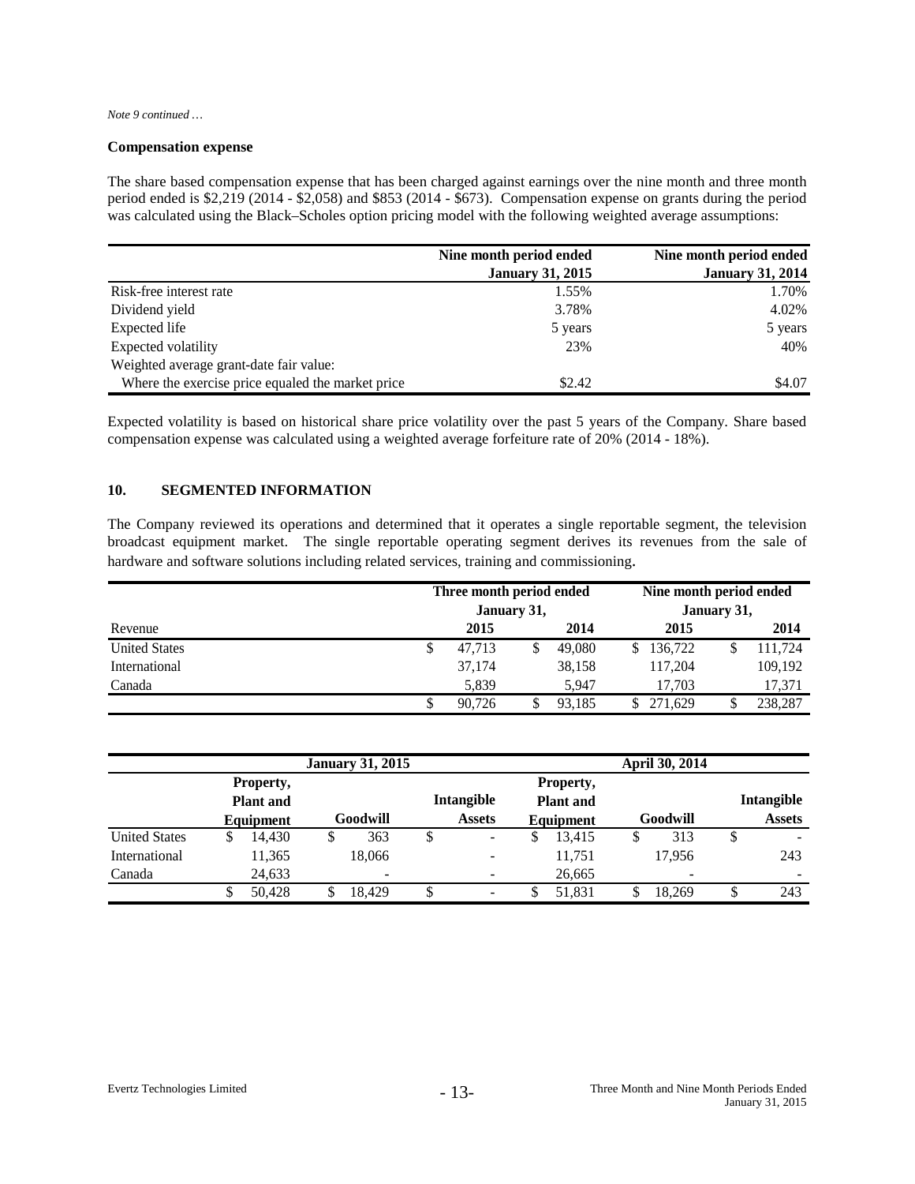*Note 9 continued …*

**Compensation expense**

The share based compensation expense that has been charged against earnings over the nine month and three month period ended is $2,219 (2014 - $2,058) and $853 (2014 - $673). Compensation expense on grants during the period was calculated using the Black–Scholes option pricing model with the following weighted average assumptions:

| | Nine month period ended January 31, 2015 | Nine month period ended January 31, 2014 |
|---|---|---|
| Risk-free interest rate | 1.55% | 1.70% |
| Dividend yield | 3.78% | 4.02% |
| Expected life | 5 years | 5 years |
| Expected volatility | 23% | 40% |
| Weighted average grant-date fair value: | | |
| Where the exercise price equaled the market price | $2.42 | $4.07 |

Expected volatility is based on historical share price volatility over the past 5 years of the Company. Share based compensation expense was calculated using a weighted average forfeiture rate of 20% (2014 - 18%).

## 10. SEGMENTED INFORMATION

The Company reviewed its operations and determined that it operates a single reportable segment, the television broadcast equipment market. The single reportable operating segment derives its revenues from the sale of hardware and software solutions including related services, training and commissioning.

| | Three month period ended January 31, | | Nine month period ended January 31, | |
|---|---|---|---|---|
| Revenue | 2015 | 2014 | 2015 | 2014 |
| United States | $ 47,713 | $ 49,080 | $ 136,722 | $ 111,724 |
| International | 37,174 | 38,158 | 117,204 | 109,192 |
| Canada | 5,839 | 5,947 | 17,703 | 17,371 |
| | $ 90,726 | $ 93,185 | $ 271,629 | $ 238,287 |

| | January 31, 2015 | | | April 30, 2014 | | |
|---|---|---|---|---|---|---|
| | Property, Plant and Equipment | Goodwill | Intangible Assets | Property, Plant and Equipment | Goodwill | Intangible Assets |
| United States | $ 14,430 | $ 363 | $ - | $ 13,415 | $ 313 | $ - |
| International | 11,365 | 18,066 | - | 11,751 | 17,956 | 243 |
| Canada | 24,633 | - | - | 26,665 | - | - |
| | $ 50,428 | $ 18,429 | $ - | $ 51,831 | $ 18,269 | $ 243 |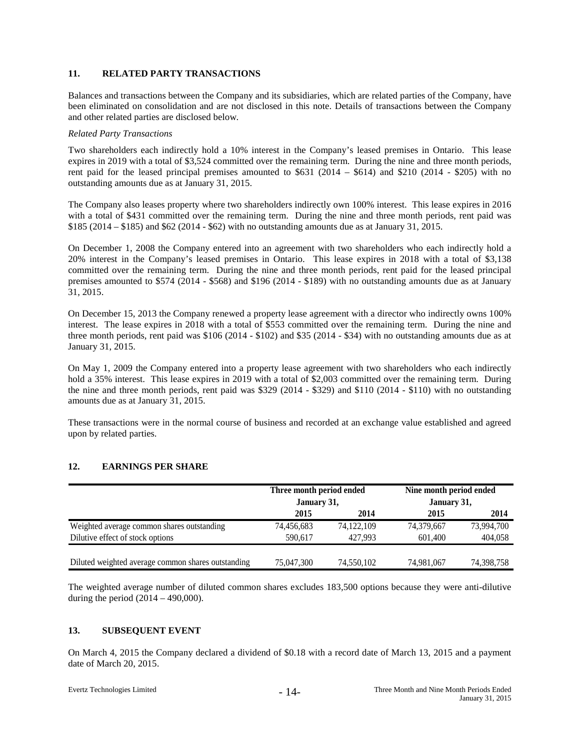## 11. RELATED PARTY TRANSACTIONS

Balances and transactions between the Company and its subsidiaries, which are related parties of the Company, have been eliminated on consolidation and are not disclosed in this note. Details of transactions between the Company and other related parties are disclosed below.

*Related Party Transactions*

Two shareholders each indirectly hold a 10% interest in the Company's leased premises in Ontario. This lease expires in 2019 with a total of $3,524 committed over the remaining term. During the nine and three month periods, rent paid for the leased principal premises amounted to $631 (2014 – $614) and $210 (2014 - $205) with no outstanding amounts due as at January 31, 2015.

The Company also leases property where two shareholders indirectly own 100% interest. This lease expires in 2016 with a total of $431 committed over the remaining term. During the nine and three month periods, rent paid was $185 (2014 – $185) and $62 (2014 - $62) with no outstanding amounts due as at January 31, 2015.

On December 1, 2008 the Company entered into an agreement with two shareholders who each indirectly hold a 20% interest in the Company's leased premises in Ontario. This lease expires in 2018 with a total of $3,138 committed over the remaining term. During the nine and three month periods, rent paid for the leased principal premises amounted to $574 (2014 - $568) and $196 (2014 - $189) with no outstanding amounts due as at January 31, 2015.

On December 15, 2013 the Company renewed a property lease agreement with a director who indirectly owns 100% interest. The lease expires in 2018 with a total of $553 committed over the remaining term. During the nine and three month periods, rent paid was $106 (2014 - $102) and $35 (2014 - $34) with no outstanding amounts due as at January 31, 2015.

On May 1, 2009 the Company entered into a property lease agreement with two shareholders who each indirectly hold a 35% interest. This lease expires in 2019 with a total of $2,003 committed over the remaining term. During the nine and three month periods, rent paid was $329 (2014 - $329) and $110 (2014 - $110) with no outstanding amounts due as at January 31, 2015.

These transactions were in the normal course of business and recorded at an exchange value established and agreed upon by related parties.

## 12. EARNINGS PER SHARE

| | Three month period ended January 31, | | Nine month period ended January 31, | |
|---|---|---|---|---|
| | 2015 | 2014 | 2015 | 2014 |
| Weighted average common shares outstanding | 74,456,683 | 74,122,109 | 74,379,667 | 73,994,700 |
| Dilutive effect of stock options | 590,617 | 427,993 | 601,400 | 404,058 |
| Diluted weighted average common shares outstanding | 75,047,300 | 74,550,102 | 74,981,067 | 74,398,758 |

The weighted average number of diluted common shares excludes 183,500 options because they were anti-dilutive during the period (2014 – 490,000).

## 13. SUBSEQUENT EVENT

On March 4, 2015 the Company declared a dividend of $0.18 with a record date of March 13, 2015 and a payment date of March 20, 2015.